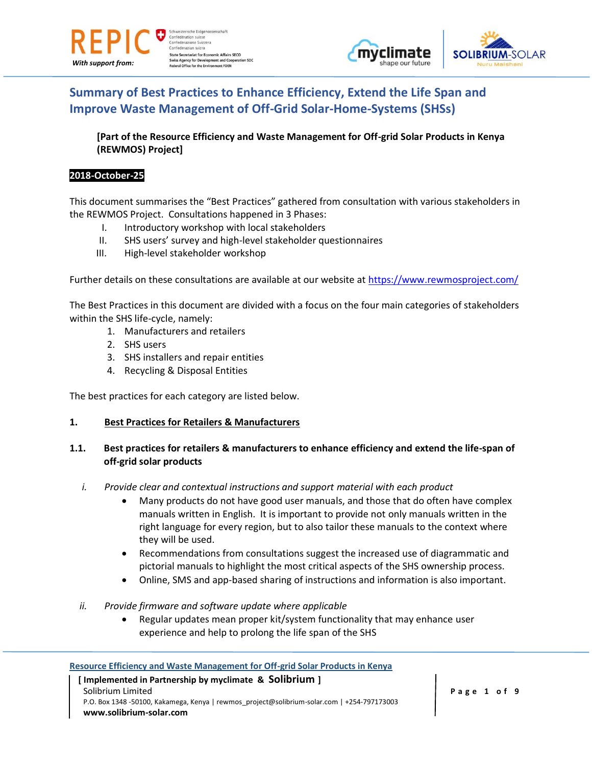# Summary of Best Practices to Enhance Efficiency, Extend the Life Span and Improve Waste Management of Off-Grid Solar-Home-Systems (SHSs)

**[Part of the Resource Efficiency and Waste Management for Off-grid Solar Products in Kenya (REWMOS) Project]**

**2018-October-25**

This document summarises the "Best Practices" gathered from consultation with various stakeholders in the REWMOS Project. Consultations happened in 3 Phases:

I. Introductory workshop with local stakeholders
II. SHS users' survey and high-level stakeholder questionnaires
III. High-level stakeholder workshop

Further details on these consultations are available at our website at https://www.rewmosproject.com/

The Best Practices in this document are divided with a focus on the four main categories of stakeholders within the SHS life-cycle, namely:

1. Manufacturers and retailers
2. SHS users
3. SHS installers and repair entities
4. Recycling & Disposal Entities

The best practices for each category are listed below.

## 1. Best Practices for Retailers & Manufacturers

### 1.1. Best practices for retailers & manufacturers to enhance efficiency and extend the life-span of off-grid solar products

*i. Provide clear and contextual instructions and support material with each product*

- Many products do not have good user manuals, and those that do often have complex manuals written in English. It is important to provide not only manuals written in the right language for every region, but to also tailor these manuals to the context where they will be used.
- Recommendations from consultations suggest the increased use of diagrammatic and pictorial manuals to highlight the most critical aspects of the SHS ownership process.
- Online, SMS and app-based sharing of instructions and information is also important.

*ii. Provide firmware and software update where applicable*

- Regular updates mean proper kit/system functionality that may enhance user experience and help to prolong the life span of the SHS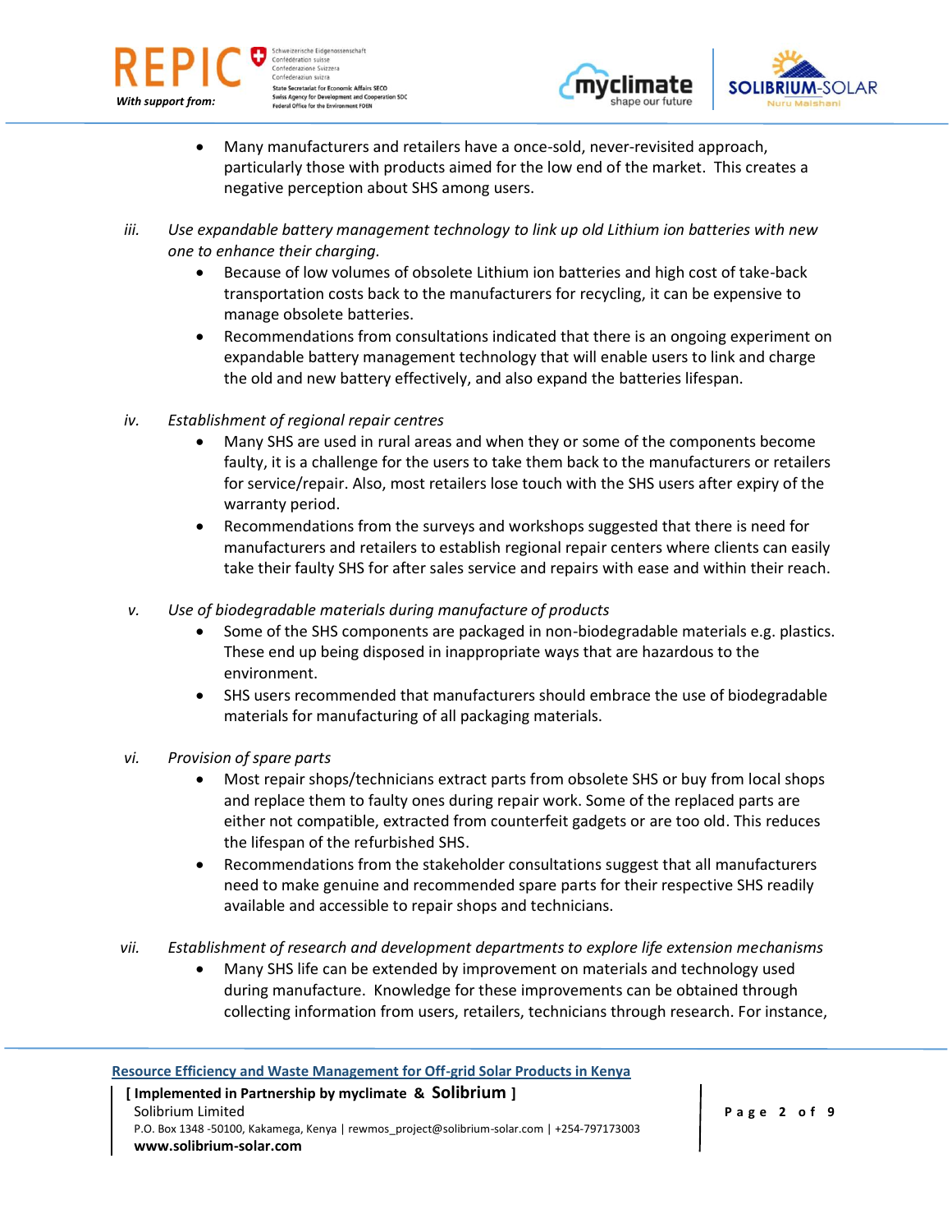- Many manufacturers and retailers have a once-sold, never-revisited approach, particularly those with products aimed for the low end of the market. This creates a negative perception about SHS among users.

iii. *Use expandable battery management technology to link up old Lithium ion batteries with new one to enhance their charging.*
   - Because of low volumes of obsolete Lithium ion batteries and high cost of take-back transportation costs back to the manufacturers for recycling, it can be expensive to manage obsolete batteries.
   - Recommendations from consultations indicated that there is an ongoing experiment on expandable battery management technology that will enable users to link and charge the old and new battery effectively, and also expand the batteries lifespan.

iv. *Establishment of regional repair centres*
   - Many SHS are used in rural areas and when they or some of the components become faulty, it is a challenge for the users to take them back to the manufacturers or retailers for service/repair. Also, most retailers lose touch with the SHS users after expiry of the warranty period.
   - Recommendations from the surveys and workshops suggested that there is need for manufacturers and retailers to establish regional repair centers where clients can easily take their faulty SHS for after sales service and repairs with ease and within their reach.

v. *Use of biodegradable materials during manufacture of products*
   - Some of the SHS components are packaged in non-biodegradable materials e.g. plastics. These end up being disposed in inappropriate ways that are hazardous to the environment.
   - SHS users recommended that manufacturers should embrace the use of biodegradable materials for manufacturing of all packaging materials.

vi. *Provision of spare parts*
   - Most repair shops/technicians extract parts from obsolete SHS or buy from local shops and replace them to faulty ones during repair work. Some of the replaced parts are either not compatible, extracted from counterfeit gadgets or are too old. This reduces the lifespan of the refurbished SHS.
   - Recommendations from the stakeholder consultations suggest that all manufacturers need to make genuine and recommended spare parts for their respective SHS readily available and accessible to repair shops and technicians.

vii. *Establishment of research and development departments to explore life extension mechanisms*
   - Many SHS life can be extended by improvement on materials and technology used during manufacture. Knowledge for these improvements can be obtained through collecting information from users, retailers, technicians through research. For instance,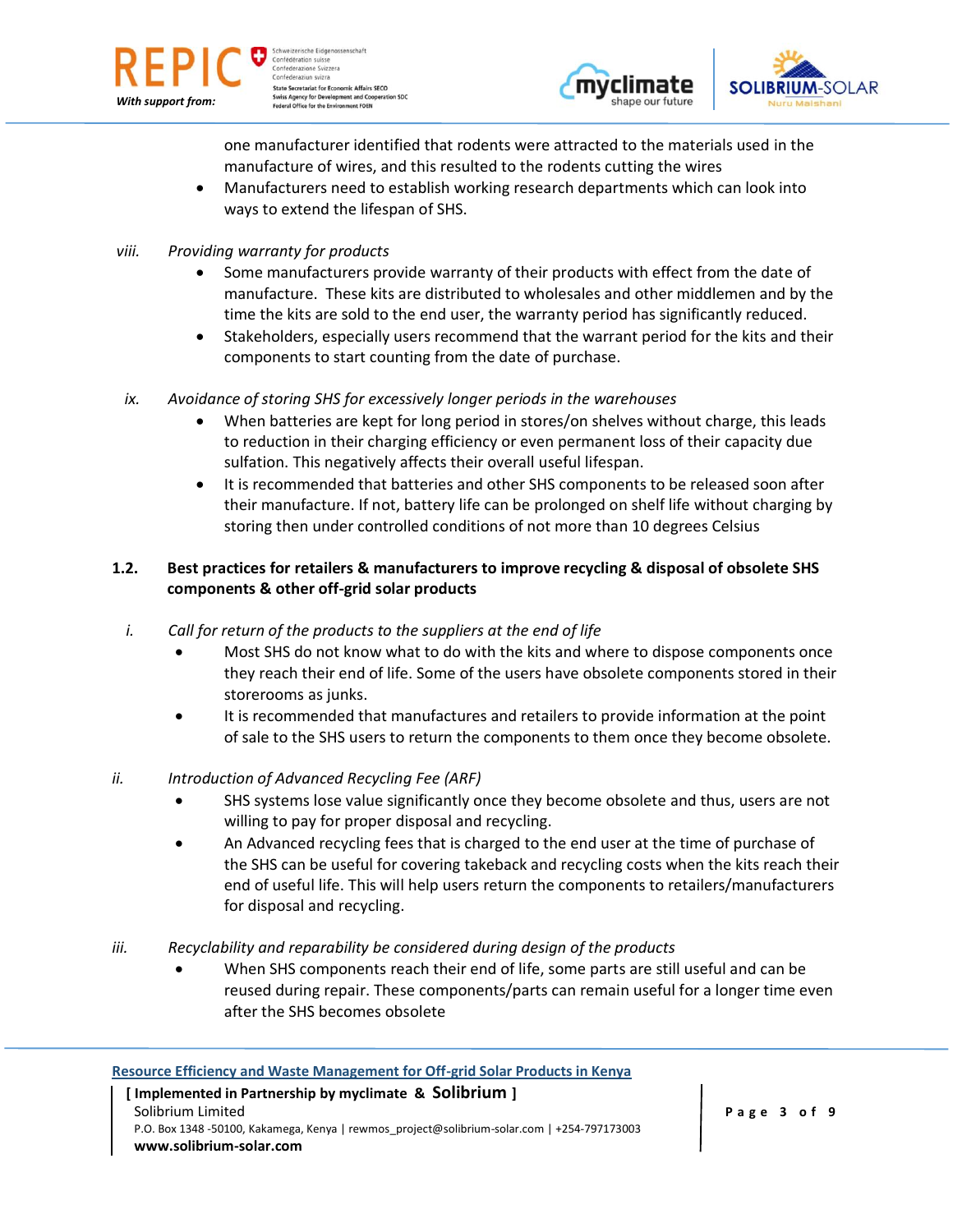one manufacturer identified that rodents were attracted to the materials used in the manufacture of wires, and this resulted to the rodents cutting the wires

- Manufacturers need to establish working research departments which can look into ways to extend the lifespan of SHS.

viii. *Providing warranty for products*

- Some manufacturers provide warranty of their products with effect from the date of manufacture. These kits are distributed to wholesales and other middlemen and by the time the kits are sold to the end user, the warranty period has significantly reduced.
- Stakeholders, especially users recommend that the warrant period for the kits and their components to start counting from the date of purchase.

ix. *Avoidance of storing SHS for excessively longer periods in the warehouses*

- When batteries are kept for long period in stores/on shelves without charge, this leads to reduction in their charging efficiency or even permanent loss of their capacity due sulfation. This negatively affects their overall useful lifespan.
- It is recommended that batteries and other SHS components to be released soon after their manufacture. If not, battery life can be prolonged on shelf life without charging by storing then under controlled conditions of not more than 10 degrees Celsius

## 1.2. Best practices for retailers & manufacturers to improve recycling & disposal of obsolete SHS components & other off-grid solar products

i. *Call for return of the products to the suppliers at the end of life*

- Most SHS do not know what to do with the kits and where to dispose components once they reach their end of life. Some of the users have obsolete components stored in their storerooms as junks.
- It is recommended that manufactures and retailers to provide information at the point of sale to the SHS users to return the components to them once they become obsolete.

ii. *Introduction of Advanced Recycling Fee (ARF)*

- SHS systems lose value significantly once they become obsolete and thus, users are not willing to pay for proper disposal and recycling.
- An Advanced recycling fees that is charged to the end user at the time of purchase of the SHS can be useful for covering takeback and recycling costs when the kits reach their end of useful life. This will help users return the components to retailers/manufacturers for disposal and recycling.

iii. *Recyclability and reparability be considered during design of the products*

- When SHS components reach their end of life, some parts are still useful and can be reused during repair. These components/parts can remain useful for a longer time even after the SHS becomes obsolete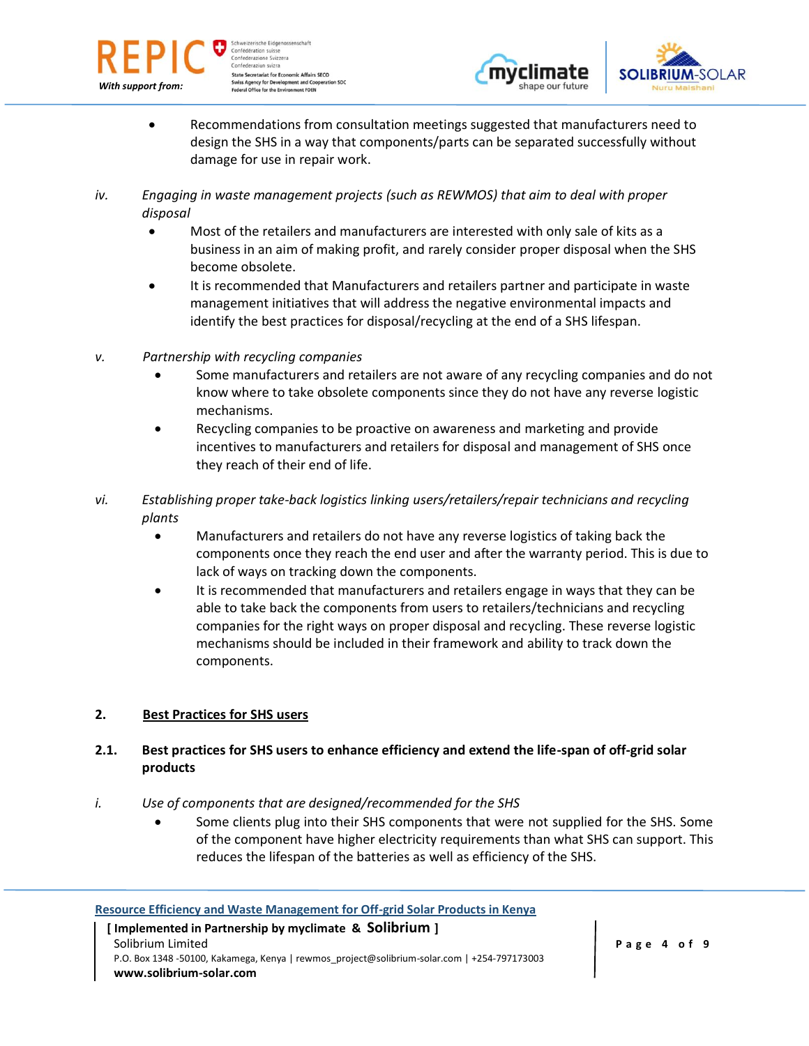- Recommendations from consultation meetings suggested that manufacturers need to design the SHS in a way that components/parts can be separated successfully without damage for use in repair work.

iv. *Engaging in waste management projects (such as REWMOS) that aim to deal with proper disposal*

- Most of the retailers and manufacturers are interested with only sale of kits as a business in an aim of making profit, and rarely consider proper disposal when the SHS become obsolete.
- It is recommended that Manufacturers and retailers partner and participate in waste management initiatives that will address the negative environmental impacts and identify the best practices for disposal/recycling at the end of a SHS lifespan.

v. *Partnership with recycling companies*

- Some manufacturers and retailers are not aware of any recycling companies and do not know where to take obsolete components since they do not have any reverse logistic mechanisms.
- Recycling companies to be proactive on awareness and marketing and provide incentives to manufacturers and retailers for disposal and management of SHS once they reach of their end of life.

vi. *Establishing proper take-back logistics linking users/retailers/repair technicians and recycling plants*

- Manufacturers and retailers do not have any reverse logistics of taking back the components once they reach the end user and after the warranty period. This is due to lack of ways on tracking down the components.
- It is recommended that manufacturers and retailers engage in ways that they can be able to take back the components from users to retailers/technicians and recycling companies for the right ways on proper disposal and recycling. These reverse logistic mechanisms should be included in their framework and ability to track down the components.

## 2. Best Practices for SHS users

### 2.1. Best practices for SHS users to enhance efficiency and extend the life-span of off-grid solar products

i. *Use of components that are designed/recommended for the SHS*

- Some clients plug into their SHS components that were not supplied for the SHS. Some of the component have higher electricity requirements than what SHS can support. This reduces the lifespan of the batteries as well as efficiency of the SHS.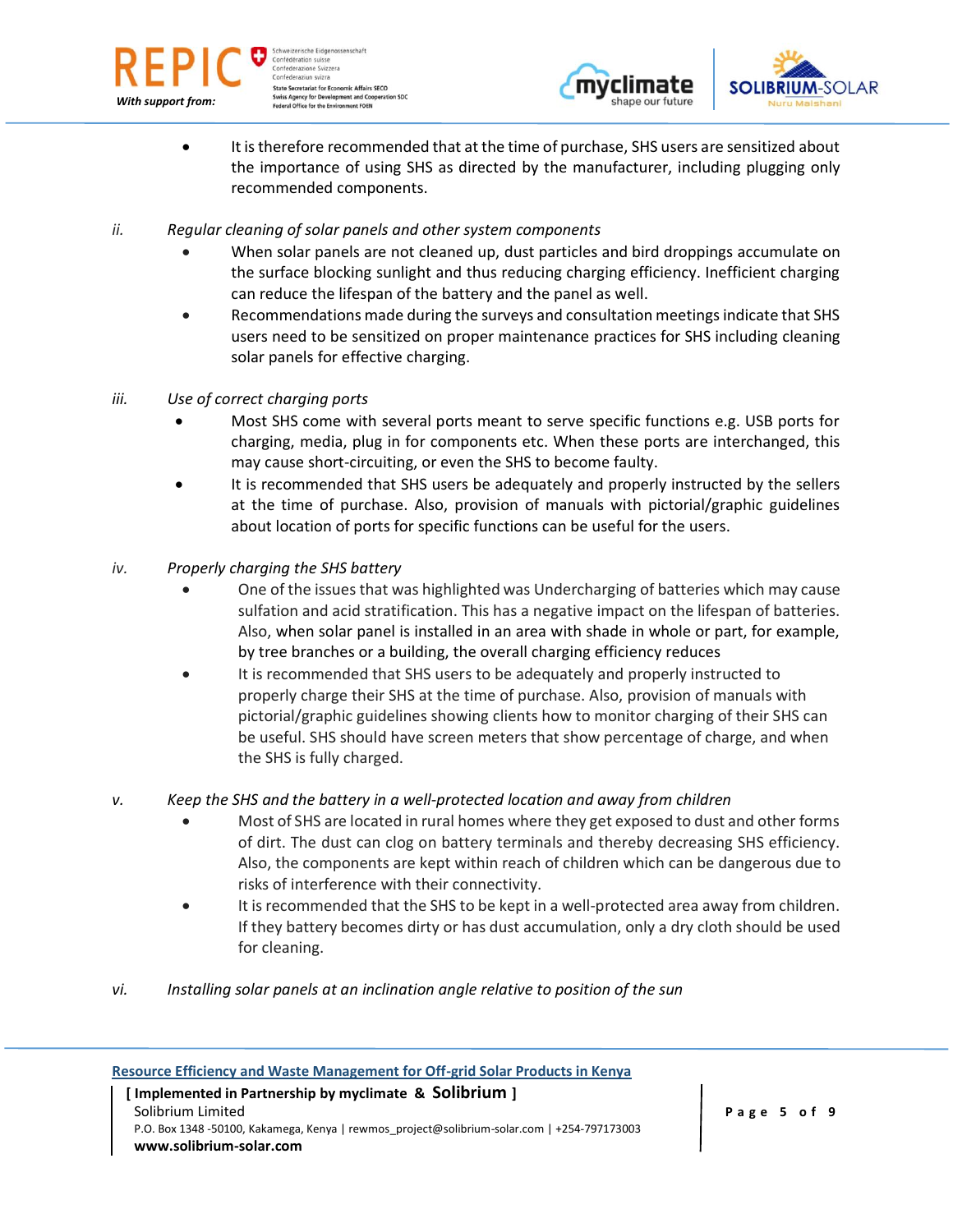- It is therefore recommended that at the time of purchase, SHS users are sensitized about the importance of using SHS as directed by the manufacturer, including plugging only recommended components.

ii. *Regular cleaning of solar panels and other system components*

- When solar panels are not cleaned up, dust particles and bird droppings accumulate on the surface blocking sunlight and thus reducing charging efficiency. Inefficient charging can reduce the lifespan of the battery and the panel as well.
- Recommendations made during the surveys and consultation meetings indicate that SHS users need to be sensitized on proper maintenance practices for SHS including cleaning solar panels for effective charging.

iii. *Use of correct charging ports*

- Most SHS come with several ports meant to serve specific functions e.g. USB ports for charging, media, plug in for components etc. When these ports are interchanged, this may cause short-circuiting, or even the SHS to become faulty.
- It is recommended that SHS users be adequately and properly instructed by the sellers at the time of purchase. Also, provision of manuals with pictorial/graphic guidelines about location of ports for specific functions can be useful for the users.

iv. *Properly charging the SHS battery*

- One of the issues that was highlighted was Undercharging of batteries which may cause sulfation and acid stratification. This has a negative impact on the lifespan of batteries. Also, when solar panel is installed in an area with shade in whole or part, for example, by tree branches or a building, the overall charging efficiency reduces
- It is recommended that SHS users to be adequately and properly instructed to properly charge their SHS at the time of purchase. Also, provision of manuals with pictorial/graphic guidelines showing clients how to monitor charging of their SHS can be useful. SHS should have screen meters that show percentage of charge, and when the SHS is fully charged.

v. *Keep the SHS and the battery in a well-protected location and away from children*

- Most of SHS are located in rural homes where they get exposed to dust and other forms of dirt. The dust can clog on battery terminals and thereby decreasing SHS efficiency. Also, the components are kept within reach of children which can be dangerous due to risks of interference with their connectivity.
- It is recommended that the SHS to be kept in a well-protected area away from children. If they battery becomes dirty or has dust accumulation, only a dry cloth should be used for cleaning.

vi. *Installing solar panels at an inclination angle relative to position of the sun*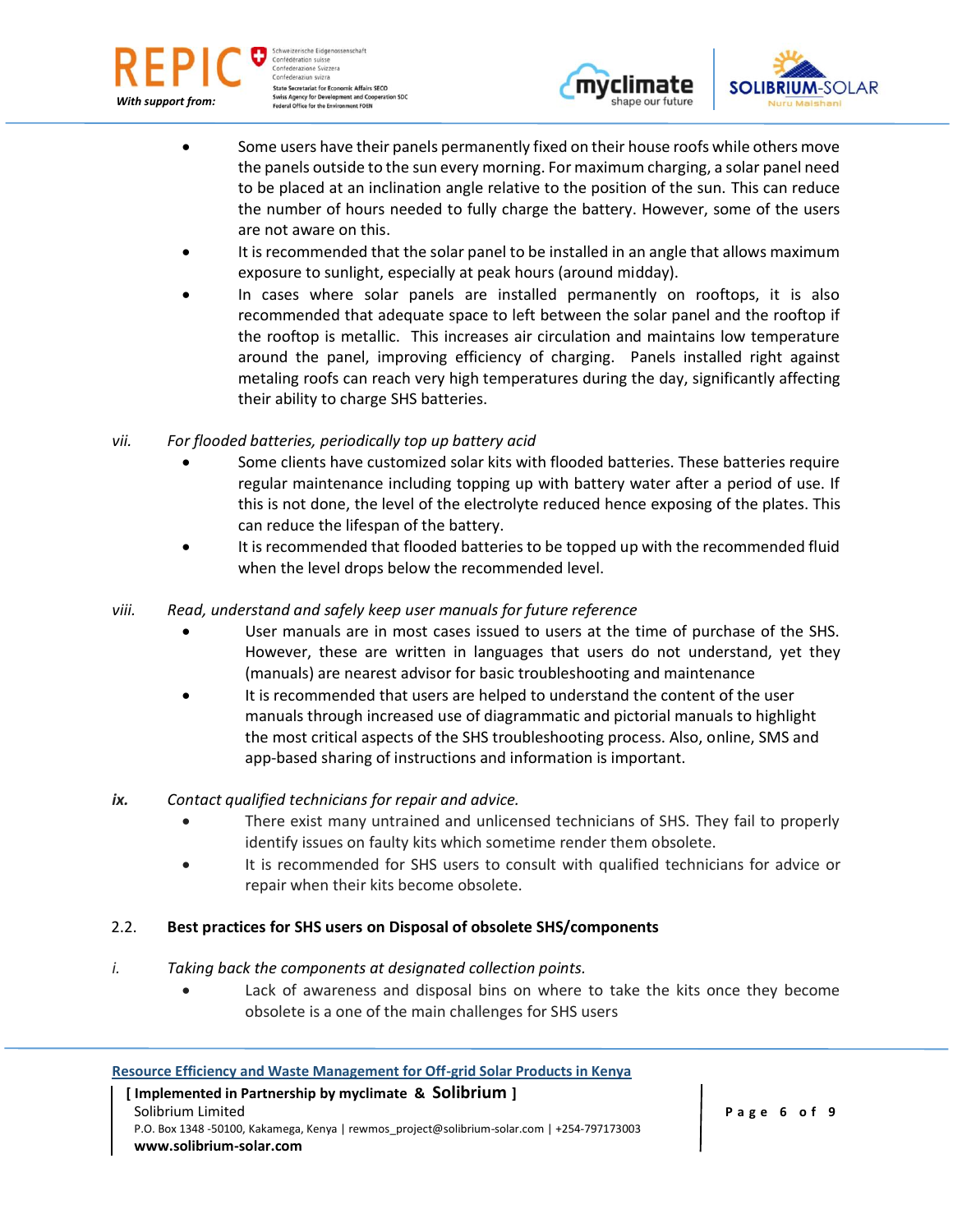- Some users have their panels permanently fixed on their house roofs while others move the panels outside to the sun every morning. For maximum charging, a solar panel need to be placed at an inclination angle relative to the position of the sun. This can reduce the number of hours needed to fully charge the battery. However, some of the users are not aware on this.
- It is recommended that the solar panel to be installed in an angle that allows maximum exposure to sunlight, especially at peak hours (around midday).
- In cases where solar panels are installed permanently on rooftops, it is also recommended that adequate space to left between the solar panel and the rooftop if the rooftop is metallic. This increases air circulation and maintains low temperature around the panel, improving efficiency of charging. Panels installed right against metaling roofs can reach very high temperatures during the day, significantly affecting their ability to charge SHS batteries.

*vii. For flooded batteries, periodically top up battery acid*

- Some clients have customized solar kits with flooded batteries. These batteries require regular maintenance including topping up with battery water after a period of use. If this is not done, the level of the electrolyte reduced hence exposing of the plates. This can reduce the lifespan of the battery.
- It is recommended that flooded batteries to be topped up with the recommended fluid when the level drops below the recommended level.

*viii. Read, understand and safely keep user manuals for future reference*

- User manuals are in most cases issued to users at the time of purchase of the SHS. However, these are written in languages that users do not understand, yet they (manuals) are nearest advisor for basic troubleshooting and maintenance
- It is recommended that users are helped to understand the content of the user manuals through increased use of diagrammatic and pictorial manuals to highlight the most critical aspects of the SHS troubleshooting process. Also, online, SMS and app-based sharing of instructions and information is important.

***ix.*** *Contact qualified technicians for repair and advice.*

- There exist many untrained and unlicensed technicians of SHS. They fail to properly identify issues on faulty kits which sometime render them obsolete.
- It is recommended for SHS users to consult with qualified technicians for advice or repair when their kits become obsolete.

## 2.2. Best practices for SHS users on Disposal of obsolete SHS/components

*i. Taking back the components at designated collection points.*

- Lack of awareness and disposal bins on where to take the kits once they become obsolete is a one of the main challenges for SHS users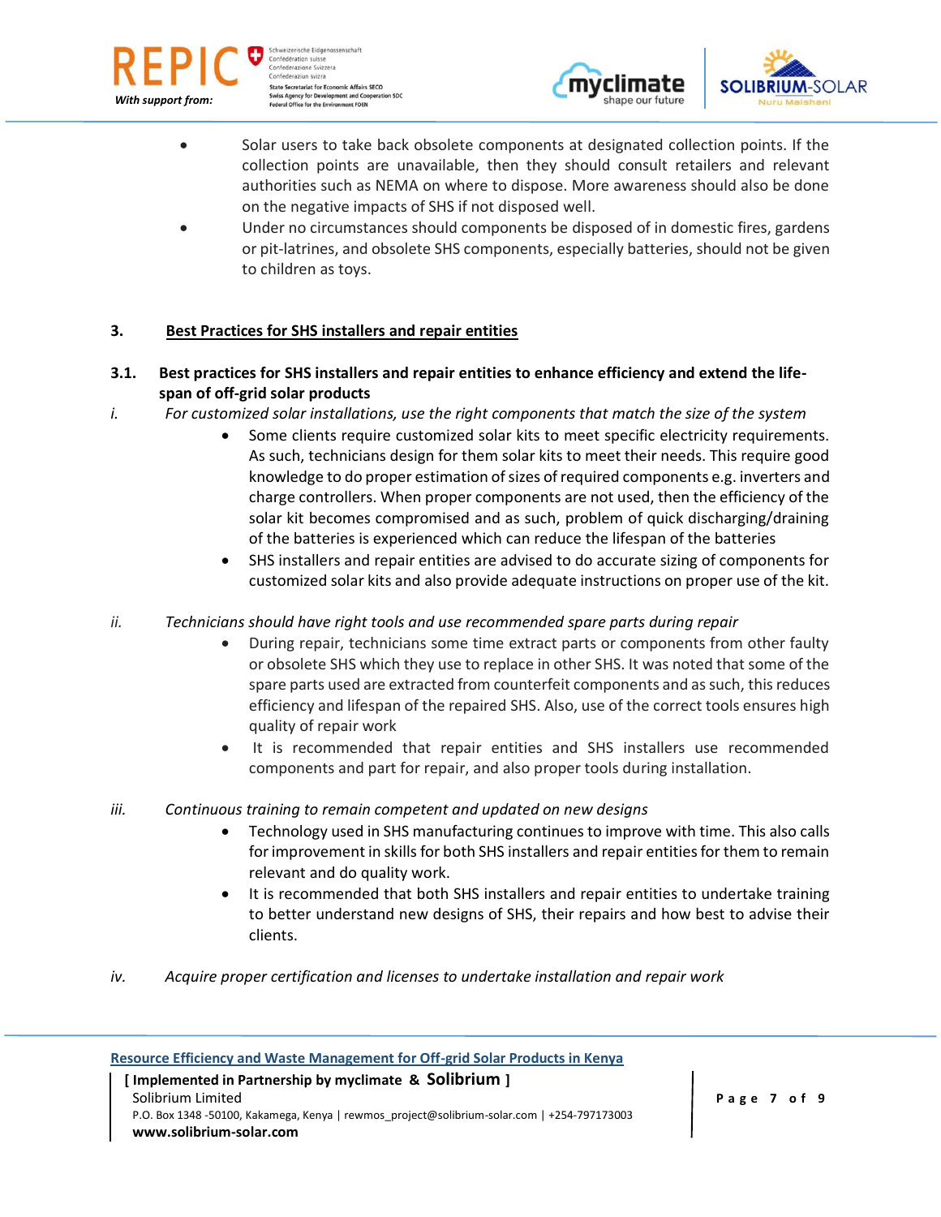- Solar users to take back obsolete components at designated collection points. If the collection points are unavailable, then they should consult retailers and relevant authorities such as NEMA on where to dispose. More awareness should also be done on the negative impacts of SHS if not disposed well.
- Under no circumstances should components be disposed of in domestic fires, gardens or pit-latrines, and obsolete SHS components, especially batteries, should not be given to children as toys.

## 3. Best Practices for SHS installers and repair entities

### 3.1. Best practices for SHS installers and repair entities to enhance efficiency and extend the life-span of off-grid solar products

*i. For customized solar installations, use the right components that match the size of the system*

- Some clients require customized solar kits to meet specific electricity requirements. As such, technicians design for them solar kits to meet their needs. This require good knowledge to do proper estimation of sizes of required components e.g. inverters and charge controllers. When proper components are not used, then the efficiency of the solar kit becomes compromised and as such, problem of quick discharging/draining of the batteries is experienced which can reduce the lifespan of the batteries
- SHS installers and repair entities are advised to do accurate sizing of components for customized solar kits and also provide adequate instructions on proper use of the kit.

*ii. Technicians should have right tools and use recommended spare parts during repair*

- During repair, technicians some time extract parts or components from other faulty or obsolete SHS which they use to replace in other SHS. It was noted that some of the spare parts used are extracted from counterfeit components and as such, this reduces efficiency and lifespan of the repaired SHS. Also, use of the correct tools ensures high quality of repair work
- It is recommended that repair entities and SHS installers use recommended components and part for repair, and also proper tools during installation.

*iii. Continuous training to remain competent and updated on new designs*

- Technology used in SHS manufacturing continues to improve with time. This also calls for improvement in skills for both SHS installers and repair entities for them to remain relevant and do quality work.
- It is recommended that both SHS installers and repair entities to undertake training to better understand new designs of SHS, their repairs and how best to advise their clients.

*iv. Acquire proper certification and licenses to undertake installation and repair work*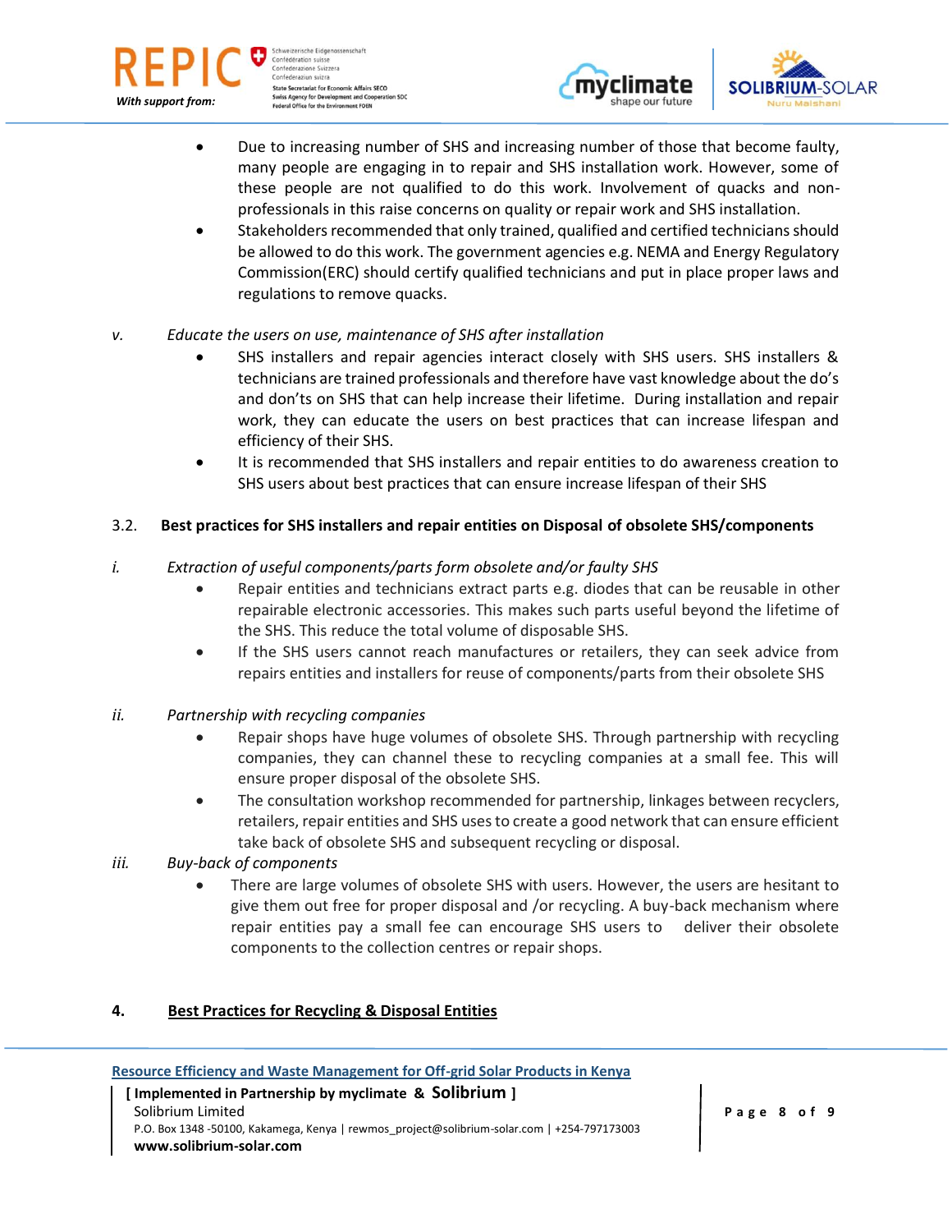- Due to increasing number of SHS and increasing number of those that become faulty, many people are engaging in to repair and SHS installation work. However, some of these people are not qualified to do this work. Involvement of quacks and non-professionals in this raise concerns on quality or repair work and SHS installation.
- Stakeholders recommended that only trained, qualified and certified technicians should be allowed to do this work. The government agencies e.g. NEMA and Energy Regulatory Commission(ERC) should certify qualified technicians and put in place proper laws and regulations to remove quacks.

v. *Educate the users on use, maintenance of SHS after installation*

- SHS installers and repair agencies interact closely with SHS users. SHS installers & technicians are trained professionals and therefore have vast knowledge about the do's and don'ts on SHS that can help increase their lifetime. During installation and repair work, they can educate the users on best practices that can increase lifespan and efficiency of their SHS.
- It is recommended that SHS installers and repair entities to do awareness creation to SHS users about best practices that can ensure increase lifespan of their SHS

### 3.2. Best practices for SHS installers and repair entities on Disposal of obsolete SHS/components

i. *Extraction of useful components/parts form obsolete and/or faulty SHS*

- Repair entities and technicians extract parts e.g. diodes that can be reusable in other repairable electronic accessories. This makes such parts useful beyond the lifetime of the SHS. This reduce the total volume of disposable SHS.
- If the SHS users cannot reach manufactures or retailers, they can seek advice from repairs entities and installers for reuse of components/parts from their obsolete SHS

ii. *Partnership with recycling companies*

- Repair shops have huge volumes of obsolete SHS. Through partnership with recycling companies, they can channel these to recycling companies at a small fee. This will ensure proper disposal of the obsolete SHS.
- The consultation workshop recommended for partnership, linkages between recyclers, retailers, repair entities and SHS uses to create a good network that can ensure efficient take back of obsolete SHS and subsequent recycling or disposal.

iii. *Buy-back of components*

- There are large volumes of obsolete SHS with users. However, the users are hesitant to give them out free for proper disposal and /or recycling. A buy-back mechanism where repair entities pay a small fee can encourage SHS users to deliver their obsolete components to the collection centres or repair shops.

## 4. Best Practices for Recycling & Disposal Entities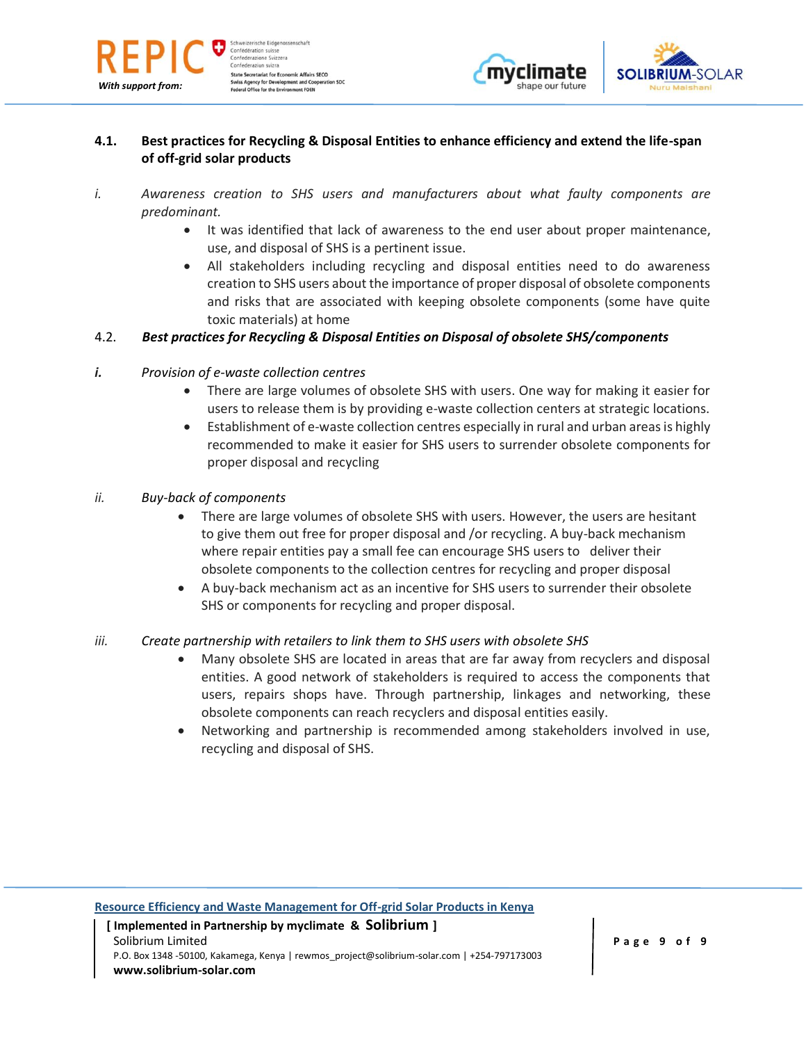### 4.1. Best practices for Recycling & Disposal Entities to enhance efficiency and extend the life-span of off-grid solar products

*i. Awareness creation to SHS users and manufacturers about what faulty components are predominant.*

- It was identified that lack of awareness to the end user about proper maintenance, use, and disposal of SHS is a pertinent issue.
- All stakeholders including recycling and disposal entities need to do awareness creation to SHS users about the importance of proper disposal of obsolete components and risks that are associated with keeping obsolete components (some have quite toxic materials) at home

### 4.2. *Best practices for Recycling & Disposal Entities on Disposal of obsolete SHS/components*

***i.*** *Provision of e-waste collection centres*

- There are large volumes of obsolete SHS with users. One way for making it easier for users to release them is by providing e-waste collection centers at strategic locations.
- Establishment of e-waste collection centres especially in rural and urban areas is highly recommended to make it easier for SHS users to surrender obsolete components for proper disposal and recycling

*ii. Buy-back of components*

- There are large volumes of obsolete SHS with users. However, the users are hesitant to give them out free for proper disposal and /or recycling. A buy-back mechanism where repair entities pay a small fee can encourage SHS users to deliver their obsolete components to the collection centres for recycling and proper disposal
- A buy-back mechanism act as an incentive for SHS users to surrender their obsolete SHS or components for recycling and proper disposal.

*iii. Create partnership with retailers to link them to SHS users with obsolete SHS*

- Many obsolete SHS are located in areas that are far away from recyclers and disposal entities. A good network of stakeholders is required to access the components that users, repairs shops have. Through partnership, linkages and networking, these obsolete components can reach recyclers and disposal entities easily.
- Networking and partnership is recommended among stakeholders involved in use, recycling and disposal of SHS.